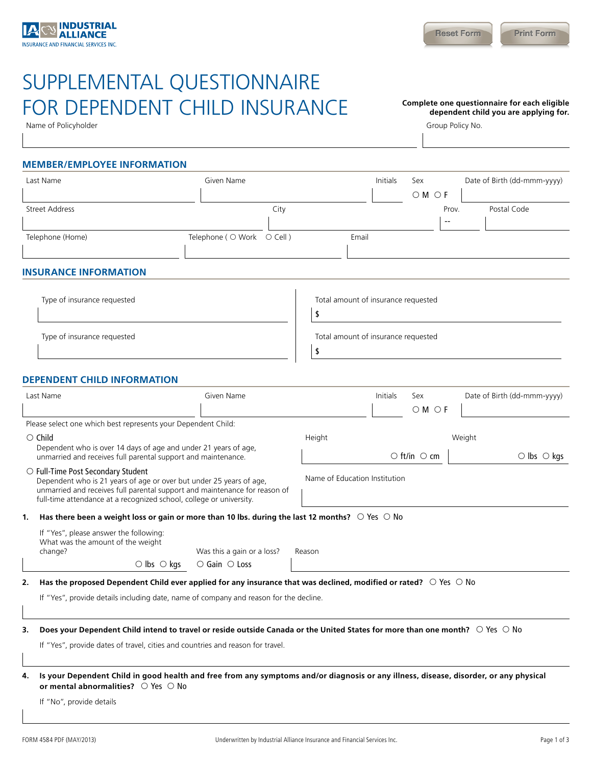INDUSTRIAL ALLIANCE
INSURANCE AND FINANCIAL SERVICES INC.

Reset Form | Print Form

# SUPPLEMENTAL QUESTIONNAIRE FOR DEPENDENT CHILD INSURANCE

**Complete one questionnaire for each eligible dependent child you are applying for.**

Name of Policyholder: ____________________

Group Policy No.: ____________________

## MEMBER/EMPLOYEE INFORMATION

| Last Name | Given Name | Initials | Sex | Date of Birth (dd-mmm-yyyy) |
|---|---|---|---|---|
| | | | ○ M ○ F | |

| Street Address | City | Prov. | Postal Code |
|---|---|---|---|
| | | -- | |

| Telephone (Home) | Telephone ( ○ Work ○ Cell ) | Email |
|---|---|---|
| | | |

## INSURANCE INFORMATION

| Type of insurance requested | Total amount of insurance requested |
|---|---|
| | $ |
| | $ |

## DEPENDENT CHILD INFORMATION

| Last Name | Given Name | Initials | Sex | Date of Birth (dd-mmm-yyyy) |
|---|---|---|---|---|
| | | | ○ M ○ F | |

Please select one which best represents your Dependent Child:

○ **Child**
Dependent who is over 14 days of age and under 21 years of age, unmarried and receives full parental support and maintenance.

○ **Full-Time Post Secondary Student**
Dependent who is 21 years of age or over but under 25 years of age, unmarried and receives full parental support and maintenance for reason of full-time attendance at a recognized school, college or university.

Height: ____________ ○ ft/in ○ cm

Weight: ____________ ○ lbs ○ kgs

Name of Education Institution: ____________________

**1. Has there been a weight loss or gain or more than 10 lbs. during the last 12 months?** ○ Yes ○ No

If "Yes", please answer the following:

| What was the amount of the weight change? | Was this a gain or a loss? | Reason |
|---|---|---|
| ○ lbs ○ kgs | ○ Gain ○ Loss | |

**2. Has the proposed Dependent Child ever applied for any insurance that was declined, modified or rated?** ○ Yes ○ No

If "Yes", provide details including date, name of company and reason for the decline.

____________________

**3. Does your Dependent Child intend to travel or reside outside Canada or the United States for more than one month?** ○ Yes ○ No

If "Yes", provide dates of travel, cities and countries and reason for travel.

____________________

**4. Is your Dependent Child in good health and free from any symptoms and/or diagnosis or any illness, disease, disorder, or any physical or mental abnormalities?** ○ Yes ○ No

If "No", provide details

____________________

FORM 4584 PDF (MAY/2013)

Underwritten by Industrial Alliance Insurance and Financial Services Inc.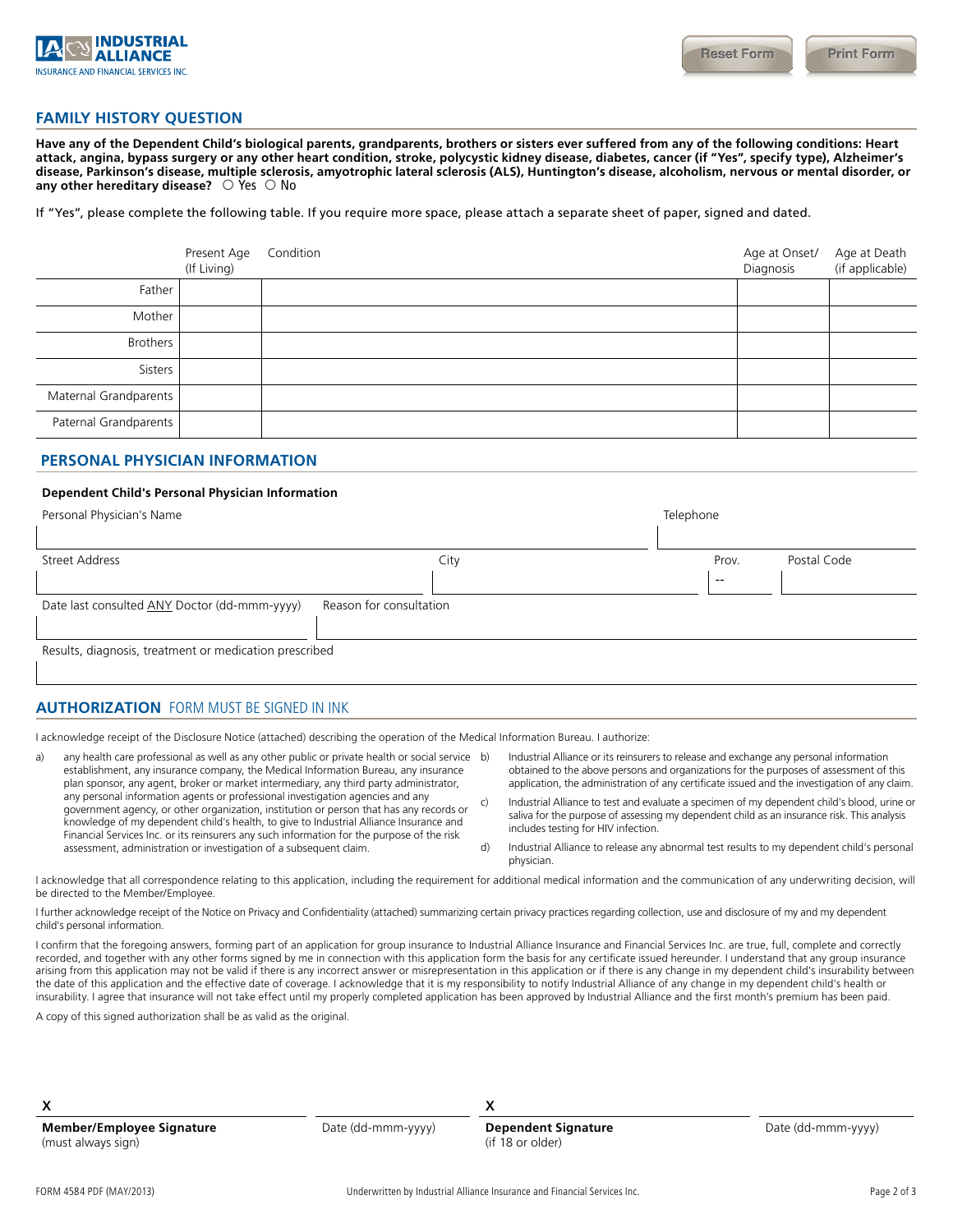## FAMILY HISTORY QUESTION

**Have any of the Dependent Child's biological parents, grandparents, brothers or sisters ever suffered from any of the following conditions: Heart attack, angina, bypass surgery or any other heart condition, stroke, polycystic kidney disease, diabetes, cancer (if "Yes", specify type), Alzheimer's disease, Parkinson's disease, multiple sclerosis, amyotrophic lateral sclerosis (ALS), Huntington's disease, alcoholism, nervous or mental disorder, or any other hereditary disease?** ○ Yes ○ No

If "Yes", please complete the following table. If you require more space, please attach a separate sheet of paper, signed and dated.

| | Present Age (If Living) | Condition | Age at Onset/ Diagnosis | Age at Death (if applicable) |
|---|---|---|---|---|
| Father | | | | |
| Mother | | | | |
| Brothers | | | | |
| Sisters | | | | |
| Maternal Grandparents | | | | |
| Paternal Grandparents | | | | |

## PERSONAL PHYSICIAN INFORMATION

**Dependent Child's Personal Physician Information**

| Personal Physician's Name | | Telephone | |
|---|---|---|---|
| | | | |
| **Street Address** | **City** | **Prov.** | **Postal Code** |
| | | -- | |

| Date last consulted ANY Doctor (dd-mmm-yyyy) | Reason for consultation |
|---|---|
| | |

Results, diagnosis, treatment or medication prescribed

## AUTHORIZATION FORM MUST BE SIGNED IN INK

I acknowledge receipt of the Disclosure Notice (attached) describing the operation of the Medical Information Bureau. I authorize:

a) any health care professional as well as any other public or private health or social service establishment, any insurance company, the Medical Information Bureau, any insurance plan sponsor, any agent, broker or market intermediary, any third party administrator, any personal information agents or professional investigation agencies and any government agency, or other organization, institution or person that has any records or knowledge of my dependent child's health, to give to Industrial Alliance Insurance and Financial Services Inc. or its reinsurers any such information for the purpose of the risk assessment, administration or investigation of a subsequent claim.

b) Industrial Alliance or its reinsurers to release and exchange any personal information obtained to the above persons and organizations for the purposes of assessment of this application, the administration of any certificate issued and the investigation of any claim.

c) Industrial Alliance to test and evaluate a specimen of my dependent child's blood, urine or saliva for the purpose of assessing my dependent child as an insurance risk. This analysis includes testing for HIV infection.

d) Industrial Alliance to release any abnormal test results to my dependent child's personal physician.

I acknowledge that all correspondence relating to this application, including the requirement for additional medical information and the communication of any underwriting decision, will be directed to the Member/Employee.

I further acknowledge receipt of the Notice on Privacy and Confidentiality (attached) summarizing certain privacy practices regarding collection, use and disclosure of my and my dependent child's personal information.

I confirm that the foregoing answers, forming part of an application for group insurance to Industrial Alliance Insurance and Financial Services Inc. are true, full, complete and correctly recorded, and together with any other forms signed by me in connection with this application form the basis for any certificate issued hereunder. I understand that any group insurance arising from this application may not be valid if there is any incorrect answer or misrepresentation in this application or if there is any change in my dependent child's insurability between the date of this application and the effective date of coverage. I acknowledge that it is my responsibility to notify Industrial Alliance of any change in my dependent child's health or insurability. I agree that insurance will not take effect until my properly completed application has been approved by Industrial Alliance and the first month's premium has been paid.

A copy of this signed authorization shall be as valid as the original.

| X | | X | |
|---|---|---|---|
| **Member/Employee Signature** (must always sign) | Date (dd-mmm-yyyy) | **Dependent Signature** (if 18 or older) | Date (dd-mmm-yyyy) |

FORM 4584 PDF (MAY/2013) Underwritten by Industrial Alliance Insurance and Financial Services Inc.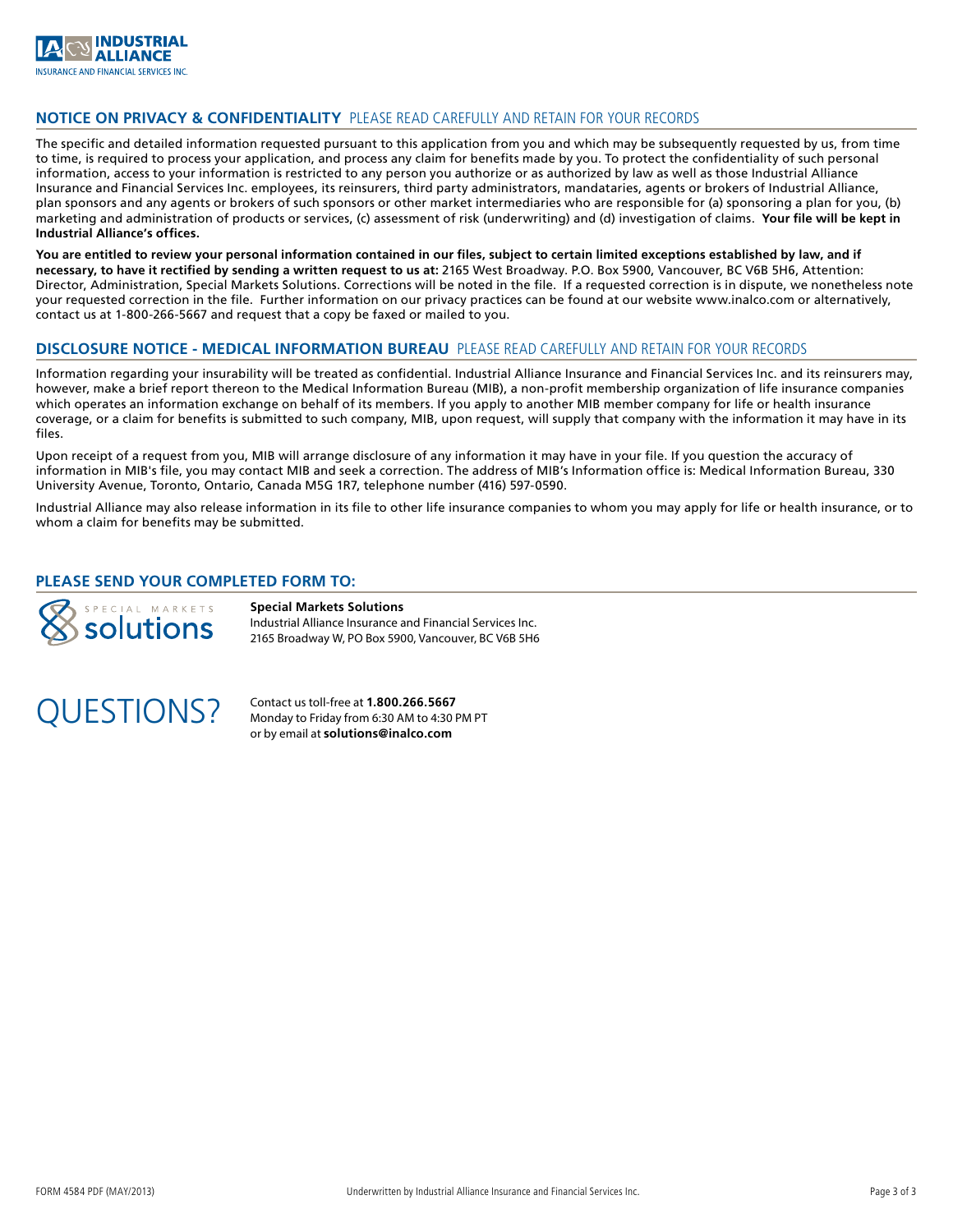## NOTICE ON PRIVACY & CONFIDENTIALITY PLEASE READ CAREFULLY AND RETAIN FOR YOUR RECORDS

The specific and detailed information requested pursuant to this application from you and which may be subsequently requested by us, from time to time, is required to process your application, and process any claim for benefits made by you. To protect the confidentiality of such personal information, access to your information is restricted to any person you authorize or as authorized by law as well as those Industrial Alliance Insurance and Financial Services Inc. employees, its reinsurers, third party administrators, mandataries, agents or brokers of Industrial Alliance, plan sponsors and any agents or brokers of such sponsors or other market intermediaries who are responsible for (a) sponsoring a plan for you, (b) marketing and administration of products or services, (c) assessment of risk (underwriting) and (d) investigation of claims. **Your file will be kept in Industrial Alliance's offices.**

**You are entitled to review your personal information contained in our files, subject to certain limited exceptions established by law, and if necessary, to have it rectified by sending a written request to us at:** 2165 West Broadway. P.O. Box 5900, Vancouver, BC V6B 5H6, Attention: Director, Administration, Special Markets Solutions. Corrections will be noted in the file. If a requested correction is in dispute, we nonetheless note your requested correction in the file. Further information on our privacy practices can be found at our website www.inalco.com or alternatively, contact us at 1-800-266-5667 and request that a copy be faxed or mailed to you.

## DISCLOSURE NOTICE - MEDICAL INFORMATION BUREAU PLEASE READ CAREFULLY AND RETAIN FOR YOUR RECORDS

Information regarding your insurability will be treated as confidential. Industrial Alliance Insurance and Financial Services Inc. and its reinsurers may, however, make a brief report thereon to the Medical Information Bureau (MIB), a non-profit membership organization of life insurance companies which operates an information exchange on behalf of its members. If you apply to another MIB member company for life or health insurance coverage, or a claim for benefits is submitted to such company, MIB, upon request, will supply that company with the information it may have in its files.

Upon receipt of a request from you, MIB will arrange disclosure of any information it may have in your file. If you question the accuracy of information in MIB's file, you may contact MIB and seek a correction. The address of MIB's Information office is: Medical Information Bureau, 330 University Avenue, Toronto, Ontario, Canada M5G 1R7, telephone number (416) 597-0590.

Industrial Alliance may also release information in its file to other life insurance companies to whom you may apply for life or health insurance, or to whom a claim for benefits may be submitted.

## PLEASE SEND YOUR COMPLETED FORM TO:

SPECIAL MARKETS solutions

**Special Markets Solutions**
Industrial Alliance Insurance and Financial Services Inc.
2165 Broadway W, PO Box 5900, Vancouver, BC V6B 5H6

# QUESTIONS?

Contact us toll-free at **1.800.266.5667**
Monday to Friday from 6:30 AM to 4:30 PM PT
or by email at **solutions@inalco.com**

FORM 4584 PDF (MAY/2013) Underwritten by Industrial Alliance Insurance and Financial Services Inc.